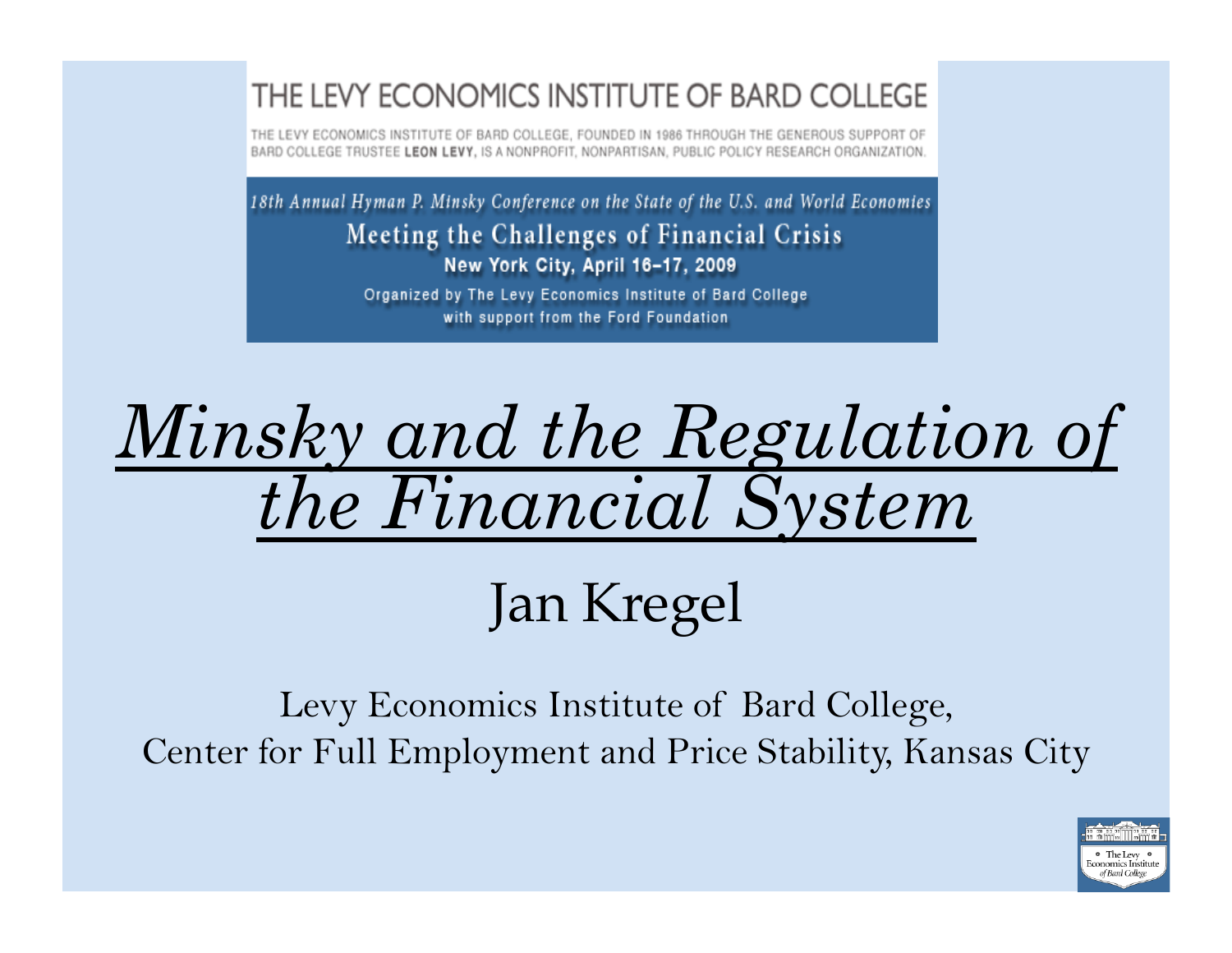THE LEVY ECONOMICS INSTITUTE OF BARD COLLEGE

THE LEVY ECONOMICS INSTITUTE OF BARD COLLEGE, FOUNDED IN 1986 THROUGH THE GENEROUS SUPPORT OF BARD COLLEGE TRUSTEE **LEON LEVY**, IS A NONPROFIT, NONPARTISAN, PUBLIC POLICY RESEARCH ORGANIZATION.

*18th Annual Hyman P. Minsky Conference on the State of the U.S. and World Economies*

Meeting the Challenges of Financial Crisis

**New York City, April 16–17, 2009**

Organized by The Levy Economics Institute of Bard College with support from the Ford Foundation

# *Minsky and the Regulation of the Financial System*

## Jan Kregel

Levy Economics Institute of Bard College,
Center for Full Employment and Price Stability, Kansas City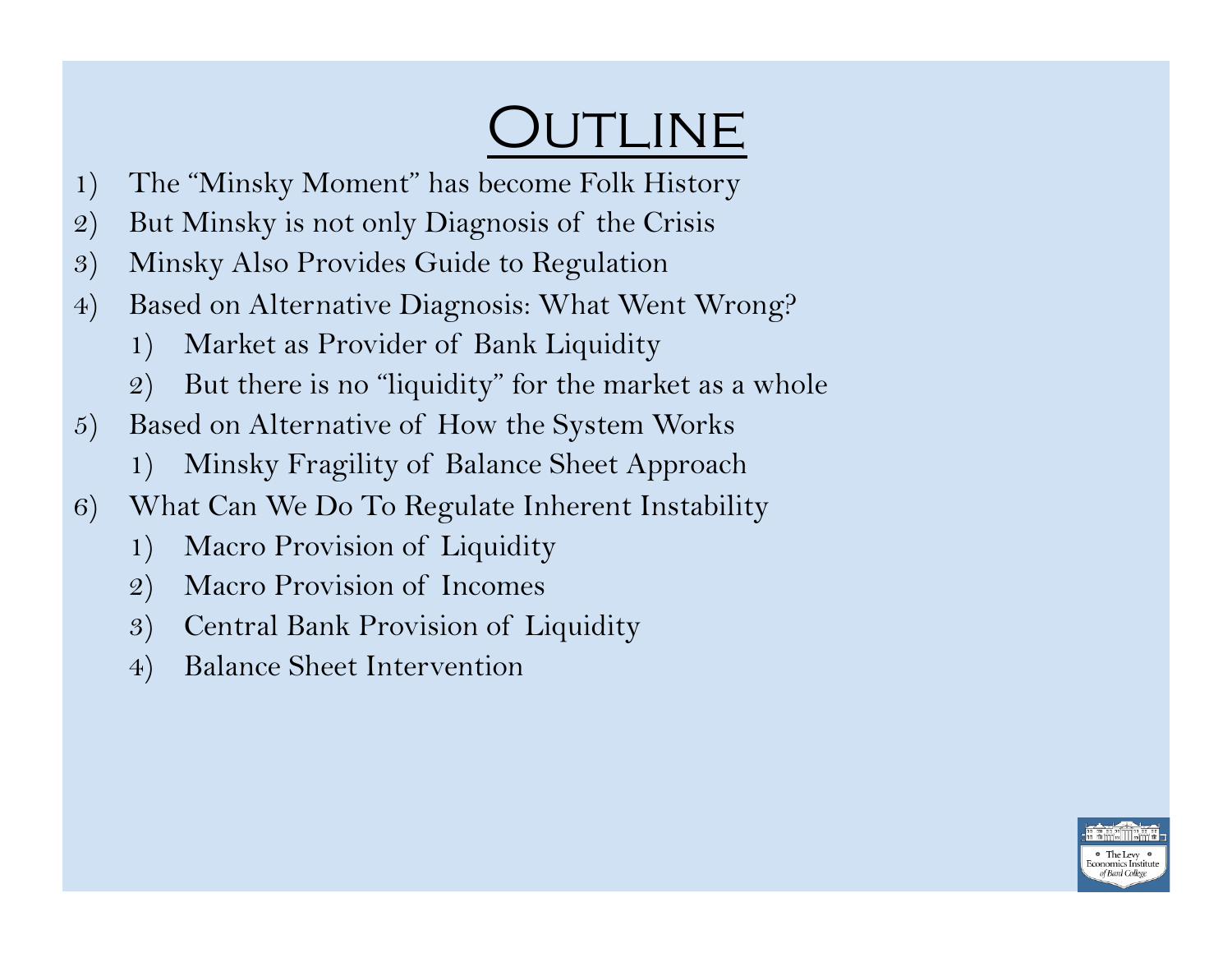# Outline

1) The "Minsky Moment" has become Folk History
2) But Minsky is not only Diagnosis of the Crisis
3) Minsky Also Provides Guide to Regulation
4) Based on Alternative Diagnosis: What Went Wrong?
    1) Market as Provider of Bank Liquidity
    2) But there is no "liquidity" for the market as a whole
5) Based on Alternative of How the System Works
    1) Minsky Fragility of Balance Sheet Approach
6) What Can We Do To Regulate Inherent Instability
    1) Macro Provision of Liquidity
    2) Macro Provision of Incomes
    3) Central Bank Provision of Liquidity
    4) Balance Sheet Intervention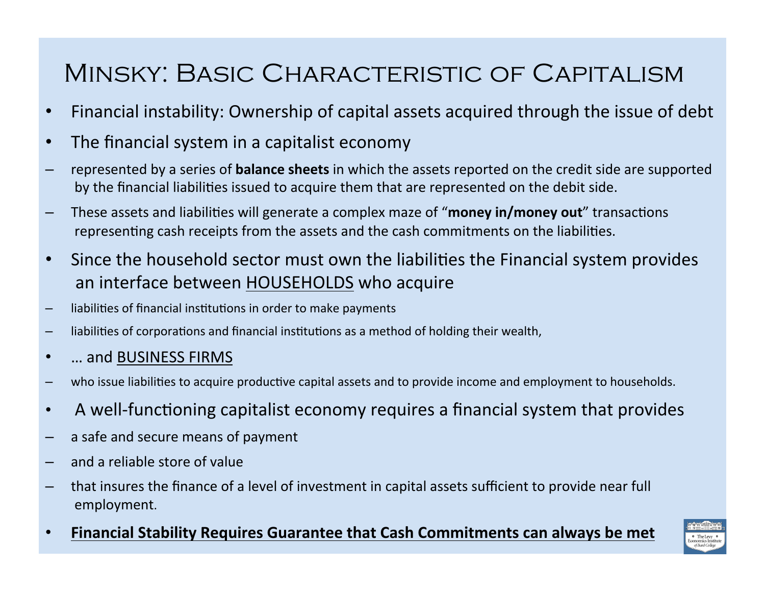# Minsky: Basic Characteristic of Capitalism

- Financial instability: Ownership of capital assets acquired through the issue of debt
- The financial system in a capitalist economy
  - represented by a series of **balance sheets** in which the assets reported on the credit side are supported by the financial liabilities issued to acquire them that are represented on the debit side.
  - These assets and liabilities will generate a complex maze of "**money in/money out**" transactions representing cash receipts from the assets and the cash commitments on the liabilities.
- Since the household sector must own the liabilities the Financial system provides an interface between <u>HOUSEHOLDS</u> who acquire
  - liabilities of financial institutions in order to make payments
  - liabilities of corporations and financial institutions as a method of holding their wealth,
- … and <u>BUSINESS FIRMS</u>
  - who issue liabilities to acquire productive capital assets and to provide income and employment to households.
- A well-functioning capitalist economy requires a financial system that provides
  - a safe and secure means of payment
  - and a reliable store of value
  - that insures the finance of a level of investment in capital assets sufficient to provide near full employment.
- <u>**Financial Stability Requires Guarantee that Cash Commitments can always be met**</u>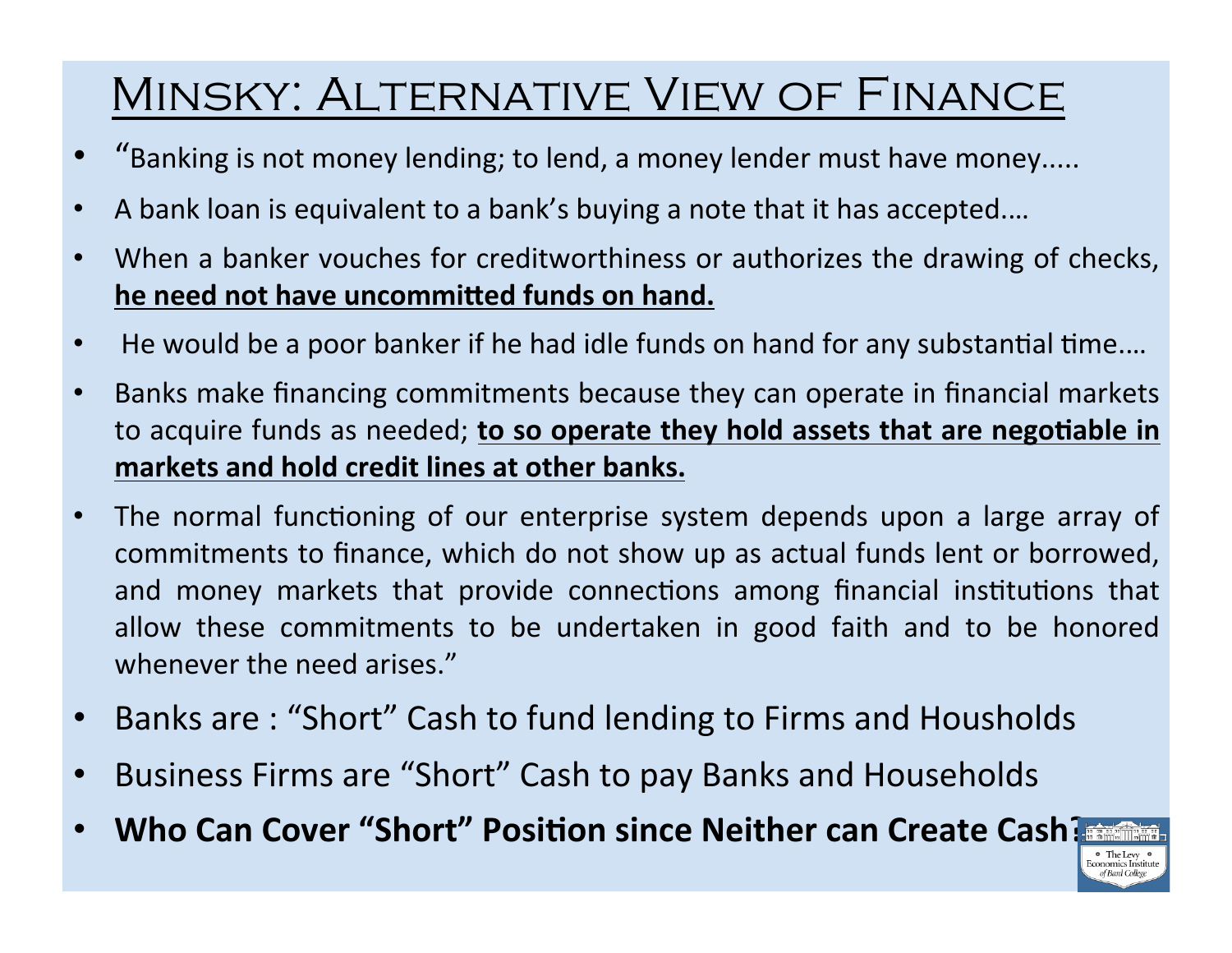# Minsky: Alternative View of Finance

- "Banking is not money lending; to lend, a money lender must have money.....
- A bank loan is equivalent to a bank's buying a note that it has accepted....
- When a banker vouches for creditworthiness or authorizes the drawing of checks, **he need not have uncommitted funds on hand.**
- He would be a poor banker if he had idle funds on hand for any substantial time....
- Banks make financing commitments because they can operate in financial markets to acquire funds as needed; **to so operate they hold assets that are negotiable in markets and hold credit lines at other banks.**
- The normal functioning of our enterprise system depends upon a large array of commitments to finance, which do not show up as actual funds lent or borrowed, and money markets that provide connections among financial institutions that allow these commitments to be undertaken in good faith and to be honored whenever the need arises."
- Banks are : "Short" Cash to fund lending to Firms and Housholds
- Business Firms are "Short" Cash to pay Banks and Households
- **Who Can Cover "Short" Position since Neither can Create Cash?**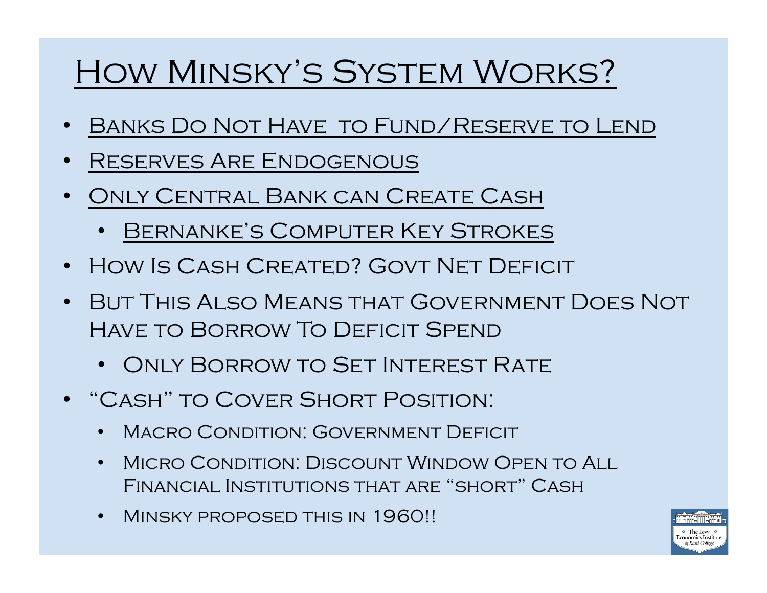# How Minsky's System Works?

- Banks Do Not Have to Fund/Reserve to Lend
- Reserves Are Endogenous
- Only Central Bank can Create Cash
  - Bernanke's Computer Key Strokes
- How Is Cash Created? Govt Net Deficit
- But This Also Means that Government Does Not Have to Borrow To Deficit Spend
  - Only Borrow to Set Interest Rate
- "Cash" to Cover Short Position:
  - Macro Condition: Government Deficit
  - Micro Condition: Discount Window Open to All Financial Institutions that are "short" Cash
  - Minsky proposed this in 1960!!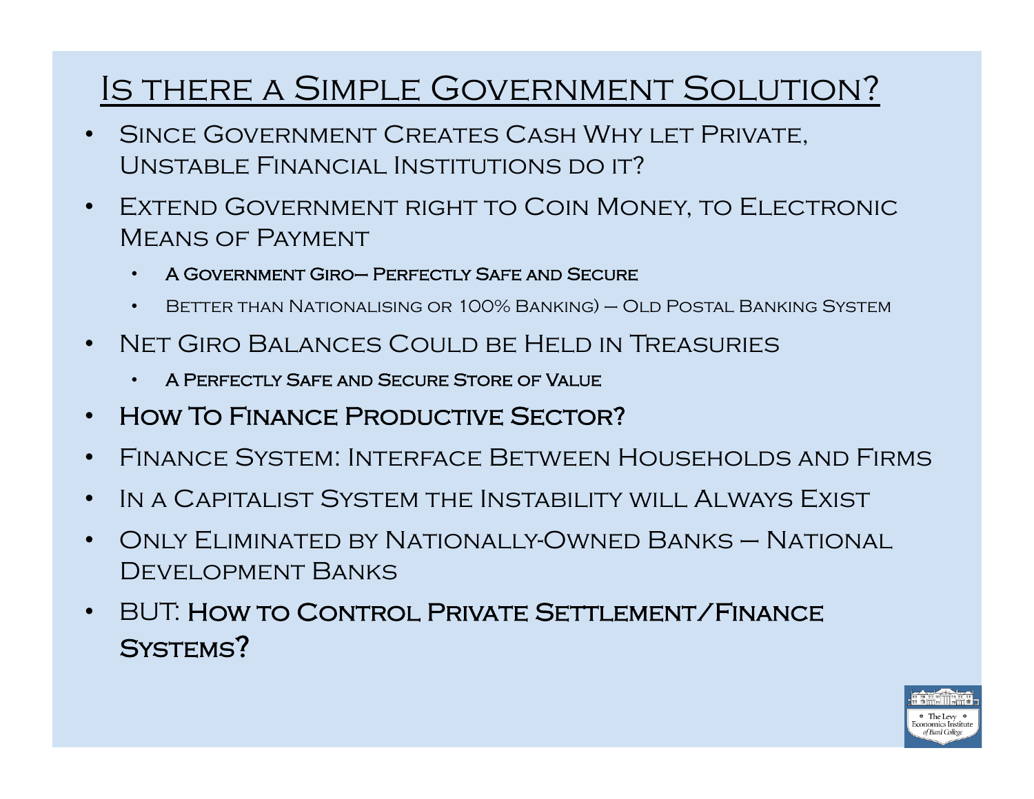# Is there a Simple Government Solution?

- Since Government Creates Cash Why let Private, Unstable Financial Institutions do it?
- Extend Government right to Coin Money, to Electronic Means of Payment
  - **A Government Giro– Perfectly Safe and Secure**
  - Better than Nationalising or 100% Banking) – Old Postal Banking System
- Net Giro Balances Could be Held in Treasuries
  - **A Perfectly Safe and Secure Store of Value**
- **How To Finance Productive Sector?**
- Finance System: Interface Between Households and Firms
- In a Capitalist System the Instability will Always Exist
- Only Eliminated by Nationally-Owned Banks – National Development Banks
- BUT: **How to Control Private Settlement/Finance Systems?**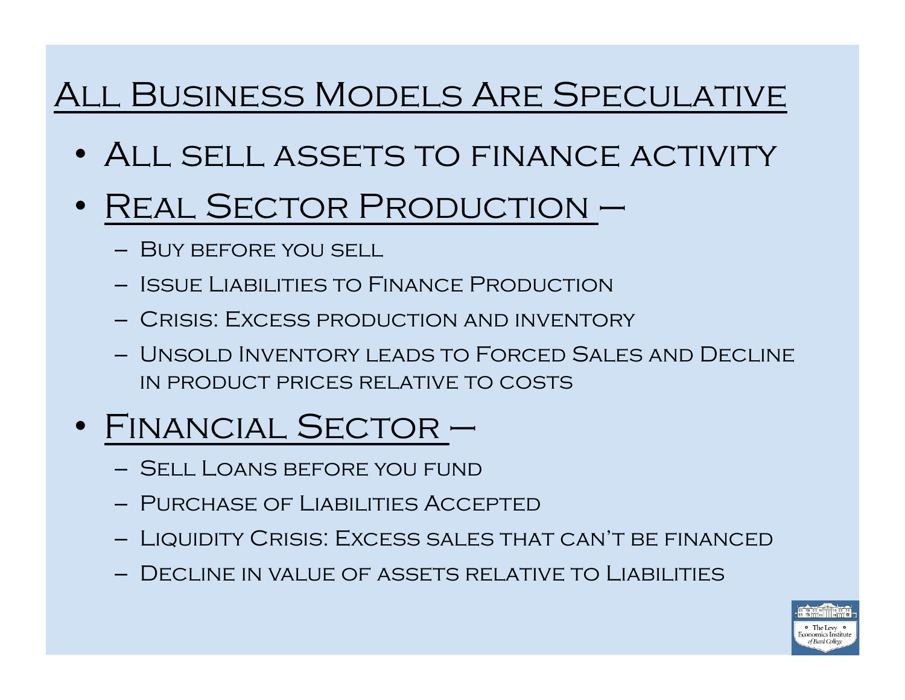# All Business Models Are Speculative

- All sell assets to finance activity
- Real Sector Production –
  - Buy before you sell
  - Issue Liabilities to Finance Production
  - Crisis: Excess production and inventory
  - Unsold Inventory leads to Forced Sales and Decline in product prices relative to costs
- Financial Sector –
  - Sell Loans before you fund
  - Purchase of Liabilities Accepted
  - Liquidity Crisis: Excess sales that can't be financed
  - Decline in value of assets relative to Liabilities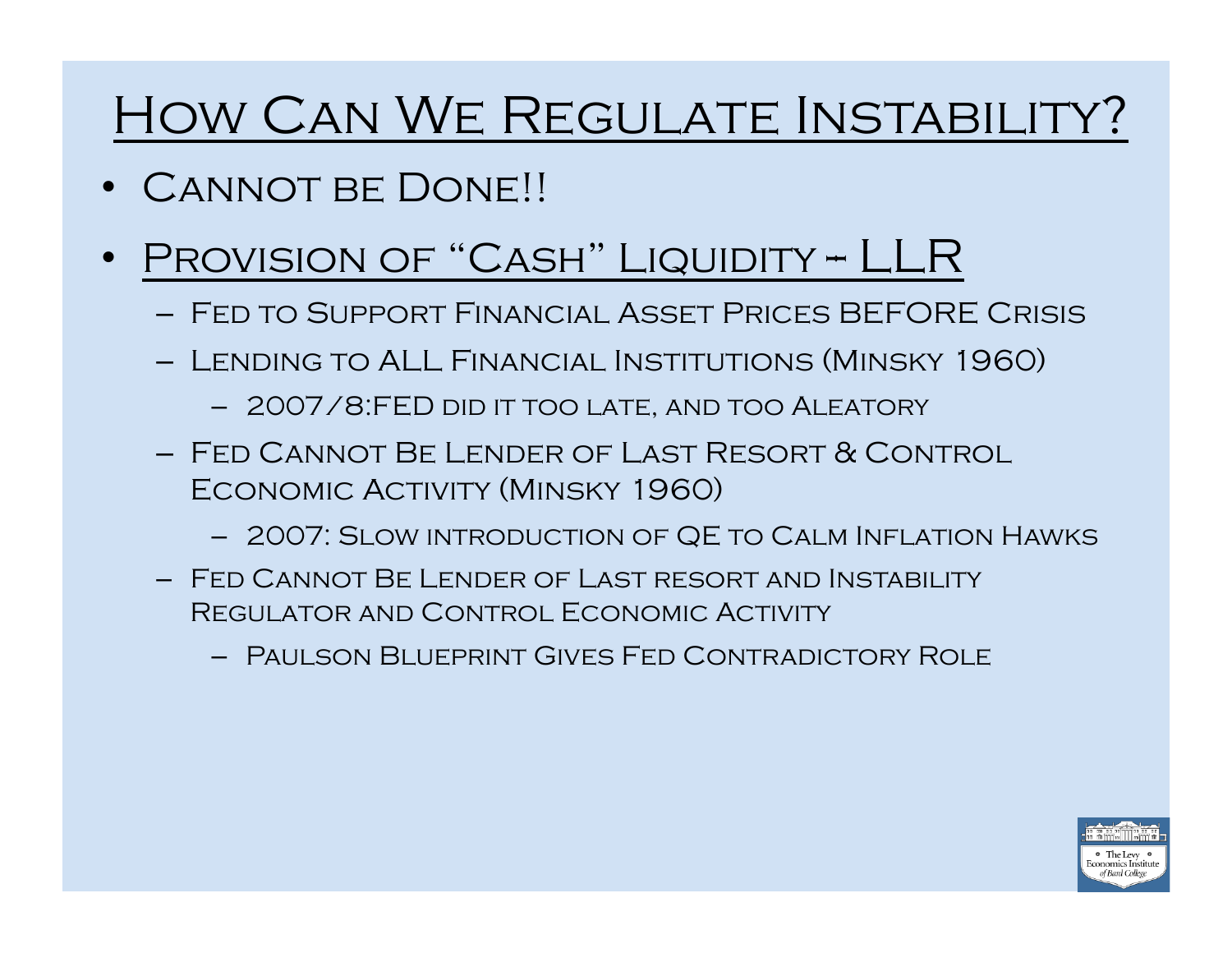# How Can We Regulate Instability?

- Cannot be Done!!
- Provision of "Cash" Liquidity -- LLR
  - Fed to Support Financial Asset Prices BEFORE Crisis
  - Lending to ALL Financial Institutions (Minsky 1960)
    - 2007/8:FED did it too late, and too Aleatory
  - Fed Cannot Be Lender of Last Resort & Control Economic Activity (Minsky 1960)
    - 2007: Slow introduction of QE to Calm Inflation Hawks
  - Fed Cannot Be Lender of Last resort and Instability Regulator and Control Economic Activity
    - Paulson Blueprint Gives Fed Contradictory Role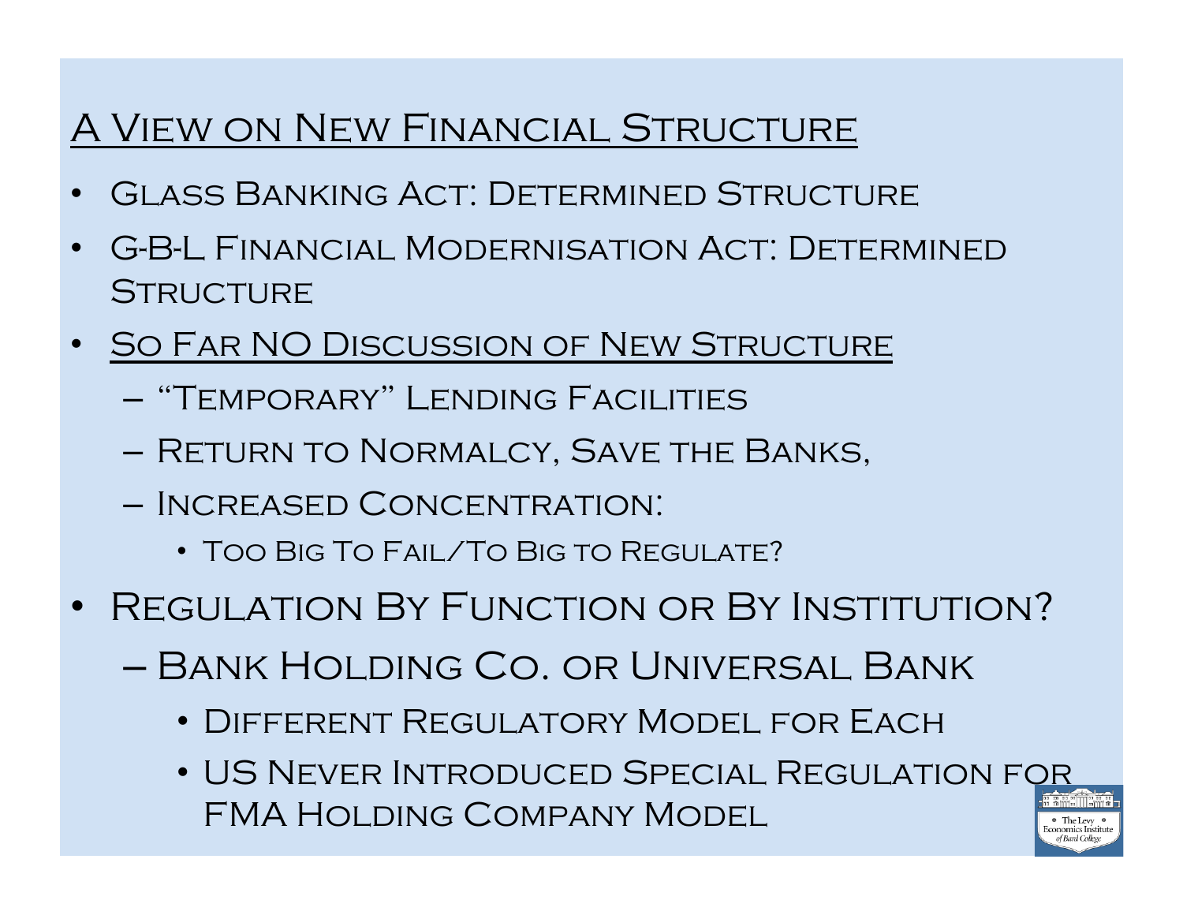## A View on New Financial Structure

- Glass Banking Act: Determined Structure
- G-B-L Financial Modernisation Act: Determined Structure
- So Far NO Discussion of New Structure
  - "Temporary" Lending Facilities
  - Return to Normalcy, Save the Banks,
  - Increased Concentration:
    - Too Big To Fail/To Big to Regulate?
- Regulation By Function or By Institution?
  - Bank Holding Co. or Universal Bank
    - Different Regulatory Model for Each
    - US Never Introduced Special Regulation for FMA Holding Company Model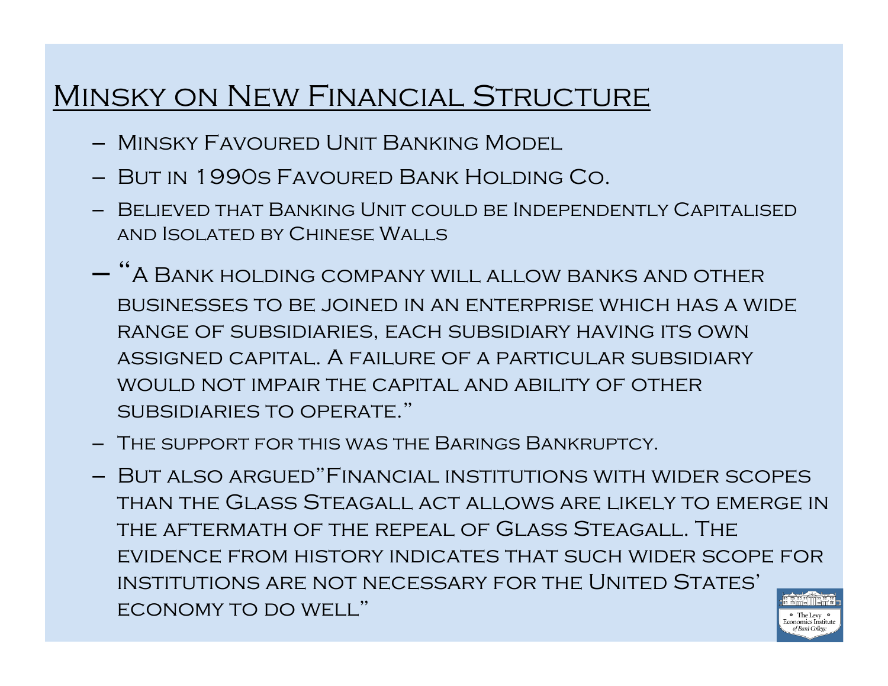# Minsky on New Financial Structure

- Minsky Favoured Unit Banking Model
- But in 1990s Favoured Bank Holding Co.
- Believed that Banking Unit could be Independently Capitalised and Isolated by Chinese Walls
- "A Bank holding company will allow banks and other businesses to be joined in an enterprise which has a wide range of subsidiaries, each subsidiary having its own assigned capital. A failure of a particular subsidiary would not impair the capital and ability of other subsidiaries to operate."
- The support for this was the Barings Bankruptcy.
- But also argued"Financial institutions with wider scopes than the Glass Steagall act allows are likely to emerge in the aftermath of the repeal of Glass Steagall. The evidence from history indicates that such wider scope for institutions are not necessary for the United States' economy to do well"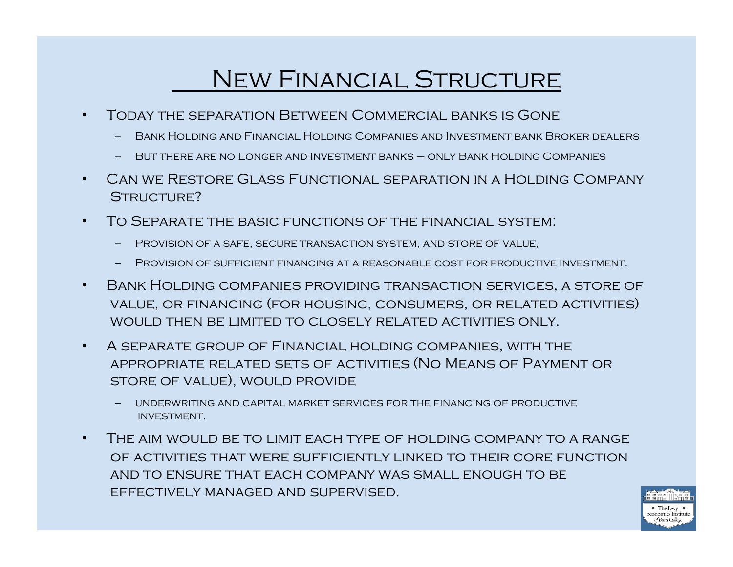# New Financial Structure

- Today the separation Between Commercial banks is Gone
  - Bank Holding and Financial Holding Companies and Investment bank Broker dealers
  - But there are no Longer and Investment banks – only Bank Holding Companies
- Can we Restore Glass Functional separation in a Holding Company Structure?
- To Separate the basic functions of the financial system:
  - Provision of a safe, secure transaction system, and store of value,
  - Provision of sufficient financing at a reasonable cost for productive investment.
- Bank Holding companies providing transaction services, a store of value, or financing (for housing, consumers, or related activities) would then be limited to closely related activities only.
- A separate group of Financial holding companies, with the appropriate related sets of activities (No Means of Payment or store of value), would provide
  - underwriting and capital market services for the financing of productive investment.
- The aim would be to limit each type of holding company to a range of activities that were sufficiently linked to their core function and to ensure that each company was small enough to be effectively managed and supervised.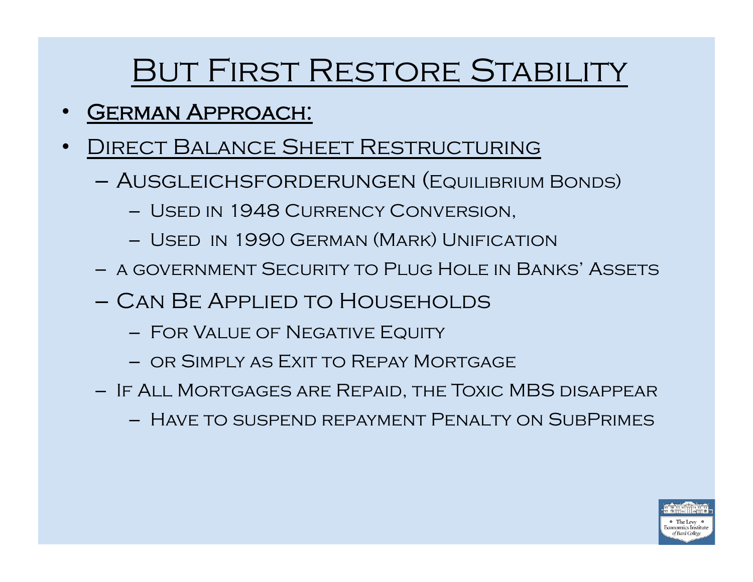# But First Restore Stability

- **German Approach:**
- Direct Balance Sheet Restructuring
  - Ausgleichsforderungen (Equilibrium Bonds)
    - Used in 1948 Currency Conversion,
    - Used in 1990 German (Mark) Unification
  - a government Security to Plug Hole in Banks' Assets
  - Can Be Applied to Households
    - For Value of Negative Equity
    - or Simply as Exit to Repay Mortgage
  - If All Mortgages are Repaid, the Toxic MBS disappear
    - Have to suspend repayment Penalty on SubPrimes